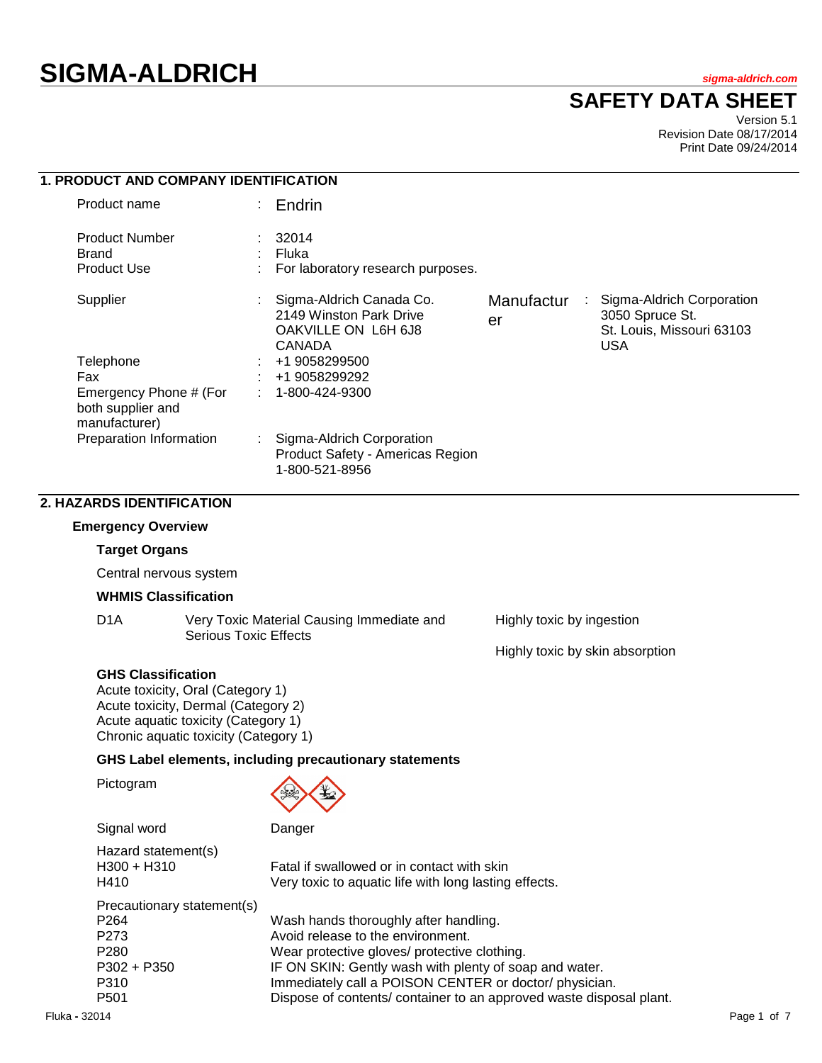# SIGMA-ALDRICH

sigma-aldrich.com

## SAFETY DATA SHEET

Version 5.1
Revision Date 08/17/2014
Print Date 09/24/2014

## 1. PRODUCT AND COMPANY IDENTIFICATION

| | | | | |
|---|---|---|---|---|
| Product name | : Endrin | | | |
| Product Number | : 32014 | | | |
| Brand | : Fluka | | | |
| Product Use | : For laboratory research purposes. | | | |
| Supplier | : Sigma-Aldrich Canada Co.<br>2149 Winston Park Drive<br>OAKVILLE ON L6H 6J8<br>CANADA | Manufacturer | : | Sigma-Aldrich Corporation<br>3050 Spruce St.<br>St. Louis, Missouri 63103<br>USA |
| Telephone | : +1 9058299500 | | | |
| Fax | : +1 9058299292 | | | |
| Emergency Phone # (For both supplier and manufacturer) | : 1-800-424-9300 | | | |
| Preparation Information | : Sigma-Aldrich Corporation<br>Product Safety - Americas Region<br>1-800-521-8956 | | | |

## 2. HAZARDS IDENTIFICATION

### Emergency Overview

**Target Organs**

Central nervous system

**WHMIS Classification**

| | | |
|---|---|---|
| D1A | Very Toxic Material Causing Immediate and Serious Toxic Effects | Highly toxic by ingestion<br><br>Highly toxic by skin absorption |

**GHS Classification**

Acute toxicity, Oral (Category 1)
Acute toxicity, Dermal (Category 2)
Acute aquatic toxicity (Category 1)
Chronic aquatic toxicity (Category 1)

**GHS Label elements, including precautionary statements**

| | |
|---|---|
| Pictogram | |
| Signal word | Danger |
| **Hazard statement(s)** | |
| H300 + H310 | Fatal if swallowed or in contact with skin |
| H410 | Very toxic to aquatic life with long lasting effects. |
| **Precautionary statement(s)** | |
| P264 | Wash hands thoroughly after handling. |
| P273 | Avoid release to the environment. |
| P280 | Wear protective gloves/ protective clothing. |
| P302 + P350 | IF ON SKIN: Gently wash with plenty of soap and water. |
| P310 | Immediately call a POISON CENTER or doctor/ physician. |
| P501 | Dispose of contents/ container to an approved waste disposal plant. |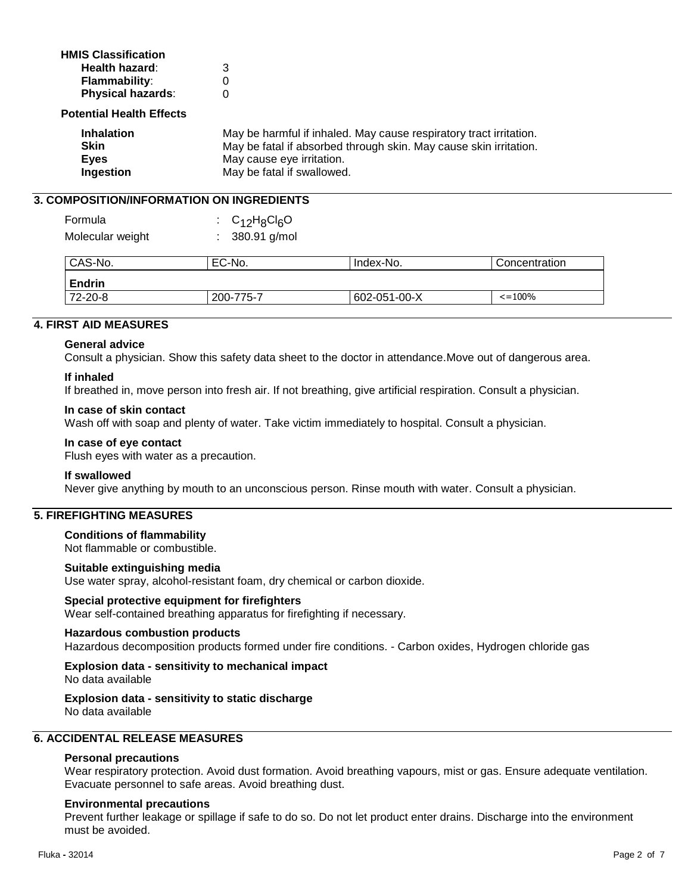**HMIS Classification**

| | |
|---|---|
| **Health hazard**: | 3 |
| **Flammability**: | 0 |
| **Physical hazards**: | 0 |

**Potential Health Effects**

| | |
|---|---|
| **Inhalation** | May be harmful if inhaled. May cause respiratory tract irritation. |
| **Skin** | May be fatal if absorbed through skin. May cause skin irritation. |
| **Eyes** | May cause eye irritation. |
| **Ingestion** | May be fatal if swallowed. |

## 3. COMPOSITION/INFORMATION ON INGREDIENTS

Formula : $C_{12}H_8Cl_6O$

Molecular weight : 380.91 g/mol

| CAS-No. | EC-No. | Index-No. | Concentration |
|---|---|---|---|
| **Endrin** | | | |
| 72-20-8 | 200-775-7 | 602-051-00-X | <=100% |

## 4. FIRST AID MEASURES

**General advice**

Consult a physician. Show this safety data sheet to the doctor in attendance.Move out of dangerous area.

**If inhaled**

If breathed in, move person into fresh air. If not breathing, give artificial respiration. Consult a physician.

**In case of skin contact**

Wash off with soap and plenty of water. Take victim immediately to hospital. Consult a physician.

**In case of eye contact**

Flush eyes with water as a precaution.

**If swallowed**

Never give anything by mouth to an unconscious person. Rinse mouth with water. Consult a physician.

## 5. FIREFIGHTING MEASURES

**Conditions of flammability**

Not flammable or combustible.

**Suitable extinguishing media**

Use water spray, alcohol-resistant foam, dry chemical or carbon dioxide.

**Special protective equipment for firefighters**

Wear self-contained breathing apparatus for firefighting if necessary.

**Hazardous combustion products**

Hazardous decomposition products formed under fire conditions. - Carbon oxides, Hydrogen chloride gas

**Explosion data - sensitivity to mechanical impact**

No data available

**Explosion data - sensitivity to static discharge**

No data available

## 6. ACCIDENTAL RELEASE MEASURES

**Personal precautions**

Wear respiratory protection. Avoid dust formation. Avoid breathing vapours, mist or gas. Ensure adequate ventilation. Evacuate personnel to safe areas. Avoid breathing dust.

**Environmental precautions**

Prevent further leakage or spillage if safe to do so. Do not let product enter drains. Discharge into the environment must be avoided.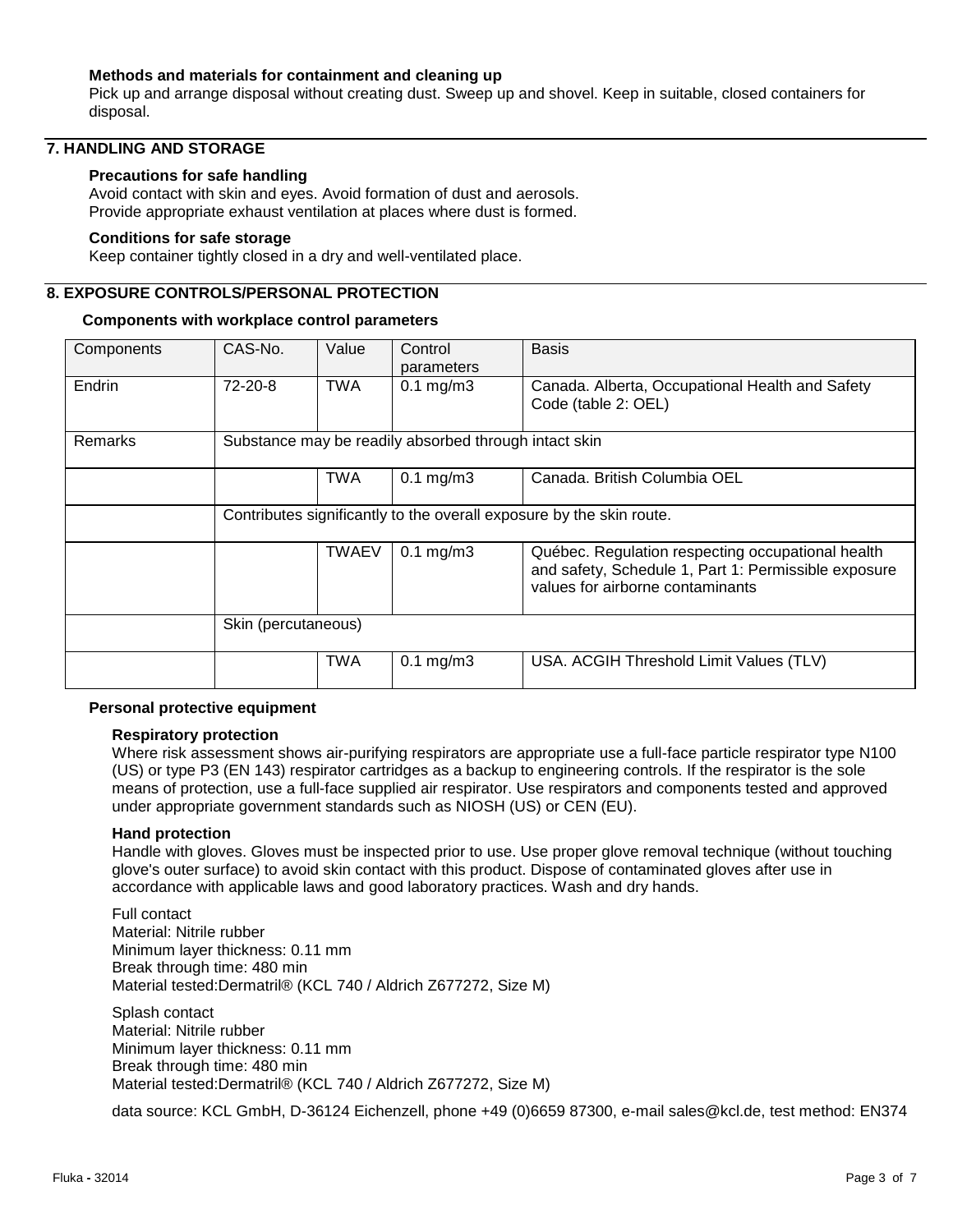**Methods and materials for containment and cleaning up**

Pick up and arrange disposal without creating dust. Sweep up and shovel. Keep in suitable, closed containers for disposal.

## 7. HANDLING AND STORAGE

**Precautions for safe handling**

Avoid contact with skin and eyes. Avoid formation of dust and aerosols.
Provide appropriate exhaust ventilation at places where dust is formed.

**Conditions for safe storage**

Keep container tightly closed in a dry and well-ventilated place.

## 8. EXPOSURE CONTROLS/PERSONAL PROTECTION

**Components with workplace control parameters**

| Components | CAS-No. | Value | Control parameters | Basis |
|---|---|---|---|---|
| Endrin | 72-20-8 | TWA | 0.1 mg/m3 | Canada. Alberta, Occupational Health and Safety Code (table 2: OEL) |
| Remarks | Substance may be readily absorbed through intact skin | | | |
| | | TWA | 0.1 mg/m3 | Canada. British Columbia OEL |
| | Contributes significantly to the overall exposure by the skin route. | | | |
| | | TWAEV | 0.1 mg/m3 | Québec. Regulation respecting occupational health and safety, Schedule 1, Part 1: Permissible exposure values for airborne contaminants |
| | Skin (percutaneous) | | | |
| | | TWA | 0.1 mg/m3 | USA. ACGIH Threshold Limit Values (TLV) |

**Personal protective equipment**

**Respiratory protection**

Where risk assessment shows air-purifying respirators are appropriate use a full-face particle respirator type N100 (US) or type P3 (EN 143) respirator cartridges as a backup to engineering controls. If the respirator is the sole means of protection, use a full-face supplied air respirator. Use respirators and components tested and approved under appropriate government standards such as NIOSH (US) or CEN (EU).

**Hand protection**

Handle with gloves. Gloves must be inspected prior to use. Use proper glove removal technique (without touching glove's outer surface) to avoid skin contact with this product. Dispose of contaminated gloves after use in accordance with applicable laws and good laboratory practices. Wash and dry hands.

Full contact
Material: Nitrile rubber
Minimum layer thickness: 0.11 mm
Break through time: 480 min
Material tested:Dermatril® (KCL 740 / Aldrich Z677272, Size M)

Splash contact
Material: Nitrile rubber
Minimum layer thickness: 0.11 mm
Break through time: 480 min
Material tested:Dermatril® (KCL 740 / Aldrich Z677272, Size M)

data source: KCL GmbH, D-36124 Eichenzell, phone +49 (0)6659 87300, e-mail sales@kcl.de, test method: EN374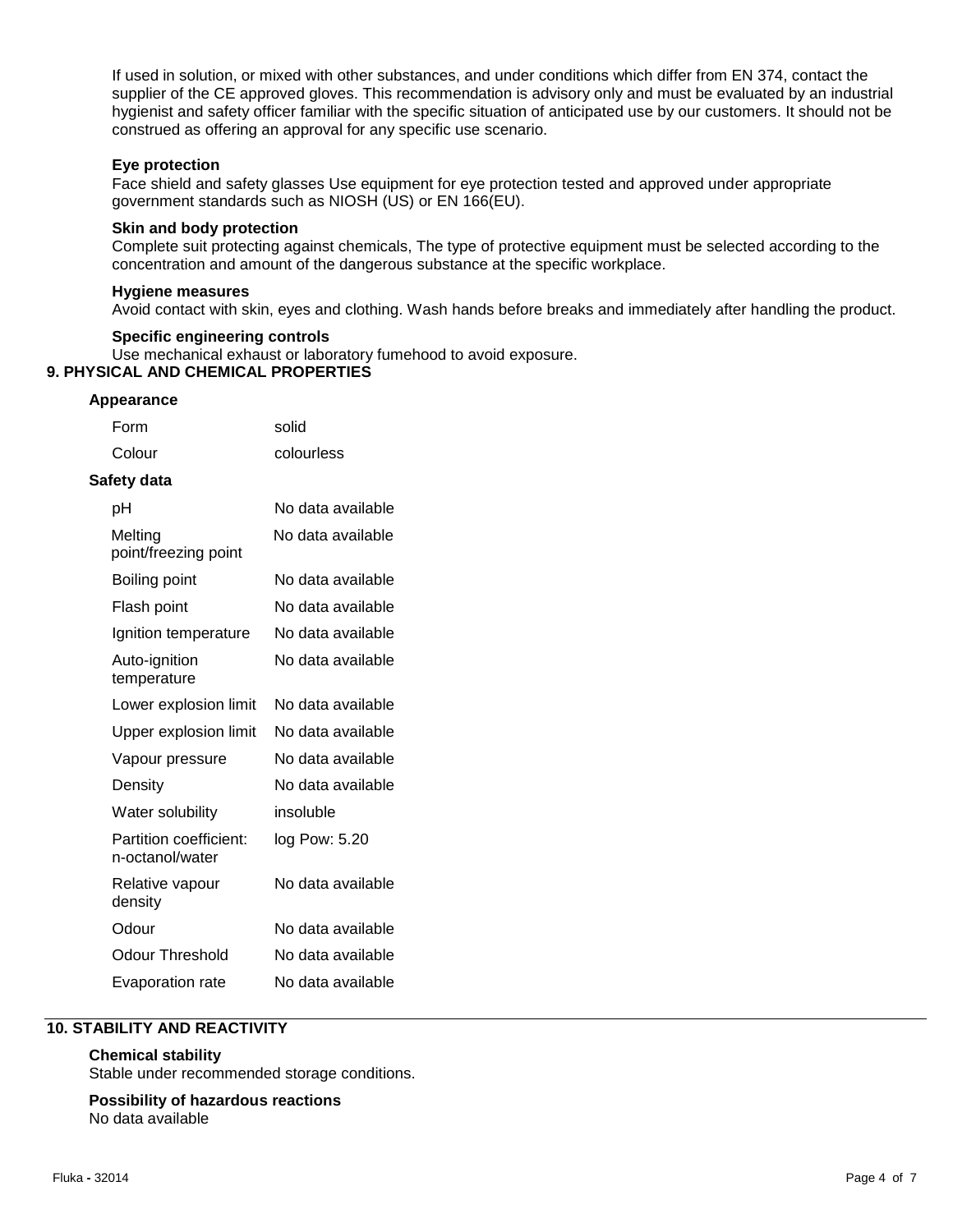If used in solution, or mixed with other substances, and under conditions which differ from EN 374, contact the supplier of the CE approved gloves. This recommendation is advisory only and must be evaluated by an industrial hygienist and safety officer familiar with the specific situation of anticipated use by our customers. It should not be construed as offering an approval for any specific use scenario.

**Eye protection**

Face shield and safety glasses Use equipment for eye protection tested and approved under appropriate government standards such as NIOSH (US) or EN 166(EU).

**Skin and body protection**

Complete suit protecting against chemicals, The type of protective equipment must be selected according to the concentration and amount of the dangerous substance at the specific workplace.

**Hygiene measures**

Avoid contact with skin, eyes and clothing. Wash hands before breaks and immediately after handling the product.

**Specific engineering controls**

Use mechanical exhaust or laboratory fumehood to avoid exposure.

## 9. PHYSICAL AND CHEMICAL PROPERTIES

**Appearance**

| | |
|---|---|
| Form | solid |
| Colour | colourless |

**Safety data**

| | |
|---|---|
| pH | No data available |
| Melting point/freezing point | No data available |
| Boiling point | No data available |
| Flash point | No data available |
| Ignition temperature | No data available |
| Auto-ignition temperature | No data available |
| Lower explosion limit | No data available |
| Upper explosion limit | No data available |
| Vapour pressure | No data available |
| Density | No data available |
| Water solubility | insoluble |
| Partition coefficient: n-octanol/water | log Pow: 5.20 |
| Relative vapour density | No data available |
| Odour | No data available |
| Odour Threshold | No data available |
| Evaporation rate | No data available |

## 10. STABILITY AND REACTIVITY

**Chemical stability**

Stable under recommended storage conditions.

**Possibility of hazardous reactions**

No data available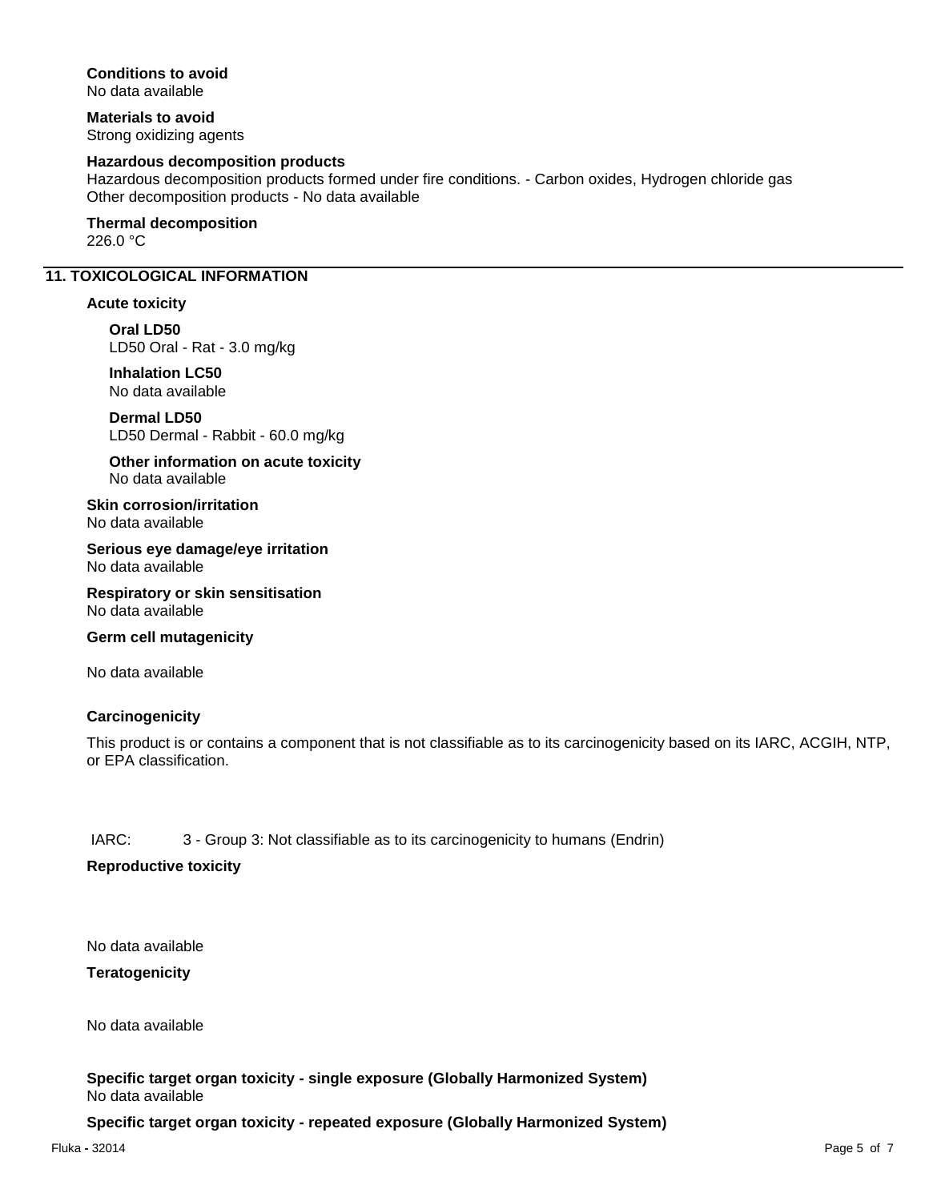**Conditions to avoid**
No data available

**Materials to avoid**
Strong oxidizing agents

**Hazardous decomposition products**
Hazardous decomposition products formed under fire conditions. - Carbon oxides, Hydrogen chloride gas
Other decomposition products - No data available

**Thermal decomposition**
226.0 °C

## 11. TOXICOLOGICAL INFORMATION

**Acute toxicity**

**Oral LD50**
LD50 Oral - Rat - 3.0 mg/kg

**Inhalation LC50**
No data available

**Dermal LD50**
LD50 Dermal - Rabbit - 60.0 mg/kg

**Other information on acute toxicity**
No data available

**Skin corrosion/irritation**
No data available

**Serious eye damage/eye irritation**
No data available

**Respiratory or skin sensitisation**
No data available

**Germ cell mutagenicity**

No data available

**Carcinogenicity**

This product is or contains a component that is not classifiable as to its carcinogenicity based on its IARC, ACGIH, NTP, or EPA classification.

IARC: 3 - Group 3: Not classifiable as to its carcinogenicity to humans (Endrin)

**Reproductive toxicity**

No data available

**Teratogenicity**

No data available

**Specific target organ toxicity - single exposure (Globally Harmonized System)**
No data available

**Specific target organ toxicity - repeated exposure (Globally Harmonized System)**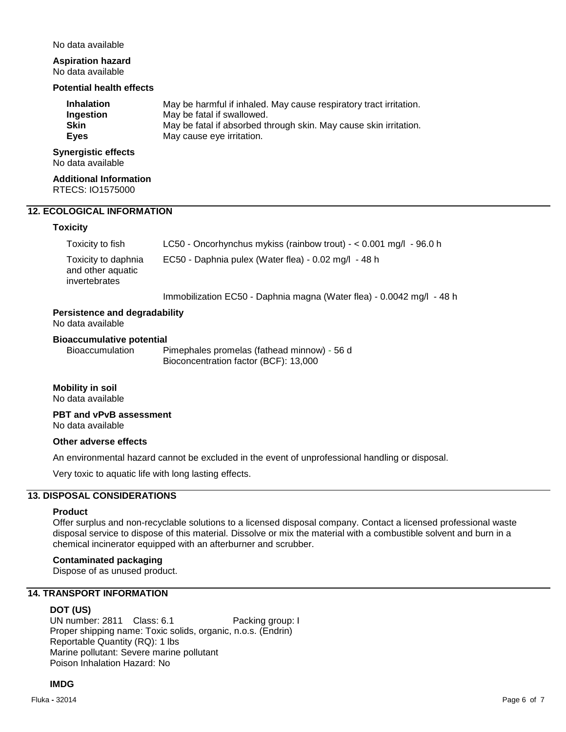No data available

**Aspiration hazard**
No data available

**Potential health effects**

| | |
|---|---|
| **Inhalation** | May be harmful if inhaled. May cause respiratory tract irritation. |
| **Ingestion** | May be fatal if swallowed. |
| **Skin** | May be fatal if absorbed through skin. May cause skin irritation. |
| **Eyes** | May cause eye irritation. |

**Synergistic effects**
No data available

**Additional Information**
RTECS: IO1575000

## 12. ECOLOGICAL INFORMATION

**Toxicity**

| | |
|---|---|
| Toxicity to fish | LC50 - Oncorhynchus mykiss (rainbow trout) - < 0.001 mg/l - 96.0 h |
| Toxicity to daphnia and other aquatic invertebrates | EC50 - Daphnia pulex (Water flea) - 0.02 mg/l - 48 h |
| | Immobilization EC50 - Daphnia magna (Water flea) - 0.0042 mg/l - 48 h |

**Persistence and degradability**
No data available

**Bioaccumulative potential**

| | |
|---|---|
| Bioaccumulation | Pimephales promelas (fathead minnow) - 56 d<br>Bioconcentration factor (BCF): 13,000 |

**Mobility in soil**
No data available

**PBT and vPvB assessment**
No data available

**Other adverse effects**

An environmental hazard cannot be excluded in the event of unprofessional handling or disposal.

Very toxic to aquatic life with long lasting effects.

## 13. DISPOSAL CONSIDERATIONS

**Product**
Offer surplus and non-recyclable solutions to a licensed disposal company. Contact a licensed professional waste disposal service to dispose of this material. Dissolve or mix the material with a combustible solvent and burn in a chemical incinerator equipped with an afterburner and scrubber.

**Contaminated packaging**
Dispose of as unused product.

## 14. TRANSPORT INFORMATION

**DOT (US)**
UN number: 2811 Class: 6.1 Packing group: I
Proper shipping name: Toxic solids, organic, n.o.s. (Endrin)
Reportable Quantity (RQ): 1 lbs
Marine pollutant: Severe marine pollutant
Poison Inhalation Hazard: No

**IMDG**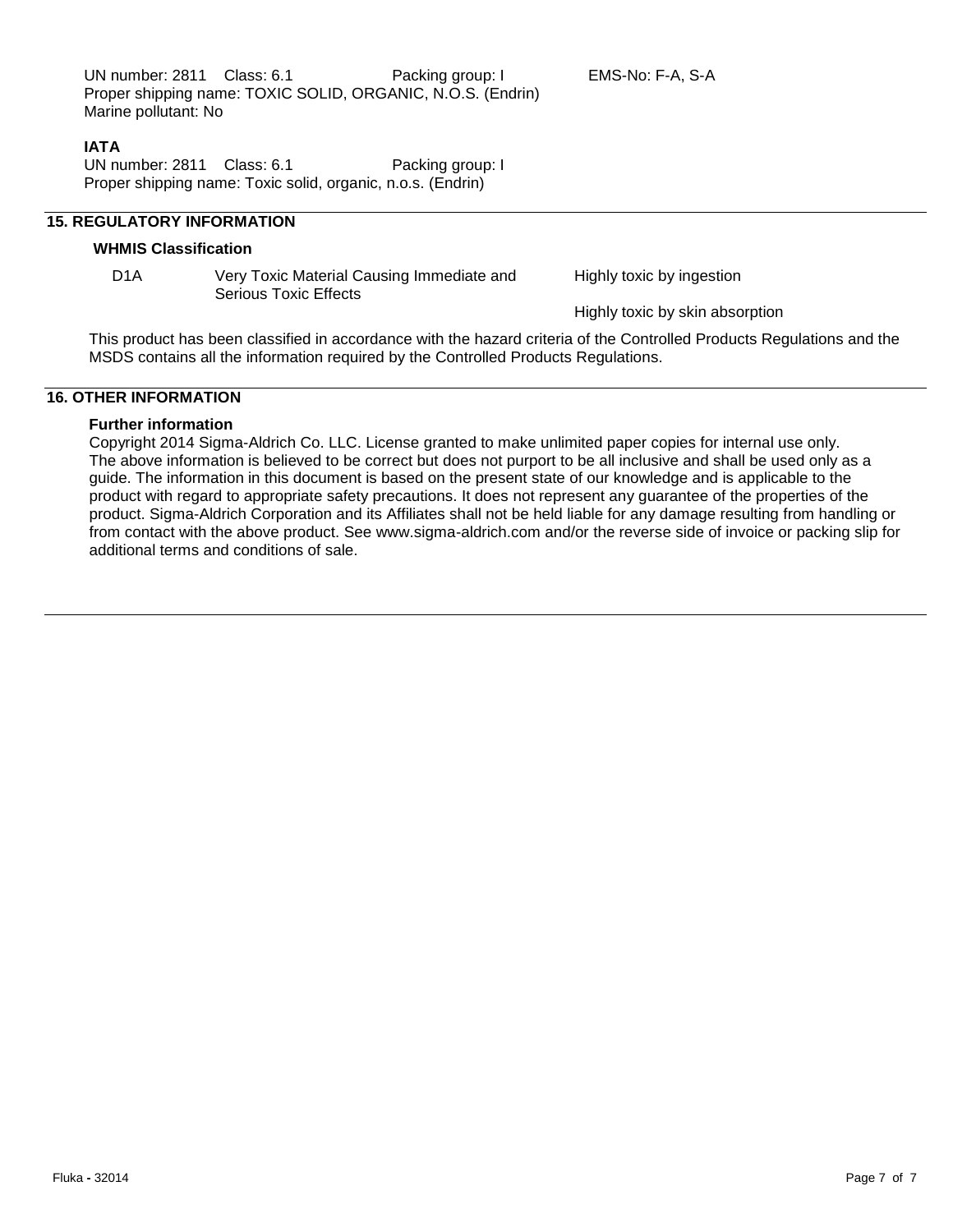UN number: 2811 Class: 6.1 Packing group: I EMS-No: F-A, S-A
Proper shipping name: TOXIC SOLID, ORGANIC, N.O.S. (Endrin)
Marine pollutant: No

**IATA**
UN number: 2811 Class: 6.1 Packing group: I
Proper shipping name: Toxic solid, organic, n.o.s. (Endrin)

## 15. REGULATORY INFORMATION

**WHMIS Classification**

| | | |
|---|---|---|
| D1A | Very Toxic Material Causing Immediate and Serious Toxic Effects | Highly toxic by ingestion |
| | | Highly toxic by skin absorption |

This product has been classified in accordance with the hazard criteria of the Controlled Products Regulations and the MSDS contains all the information required by the Controlled Products Regulations.

## 16. OTHER INFORMATION

**Further information**
Copyright 2014 Sigma-Aldrich Co. LLC. License granted to make unlimited paper copies for internal use only.
The above information is believed to be correct but does not purport to be all inclusive and shall be used only as a guide. The information in this document is based on the present state of our knowledge and is applicable to the product with regard to appropriate safety precautions. It does not represent any guarantee of the properties of the product. Sigma-Aldrich Corporation and its Affiliates shall not be held liable for any damage resulting from handling or from contact with the above product. See www.sigma-aldrich.com and/or the reverse side of invoice or packing slip for additional terms and conditions of sale.